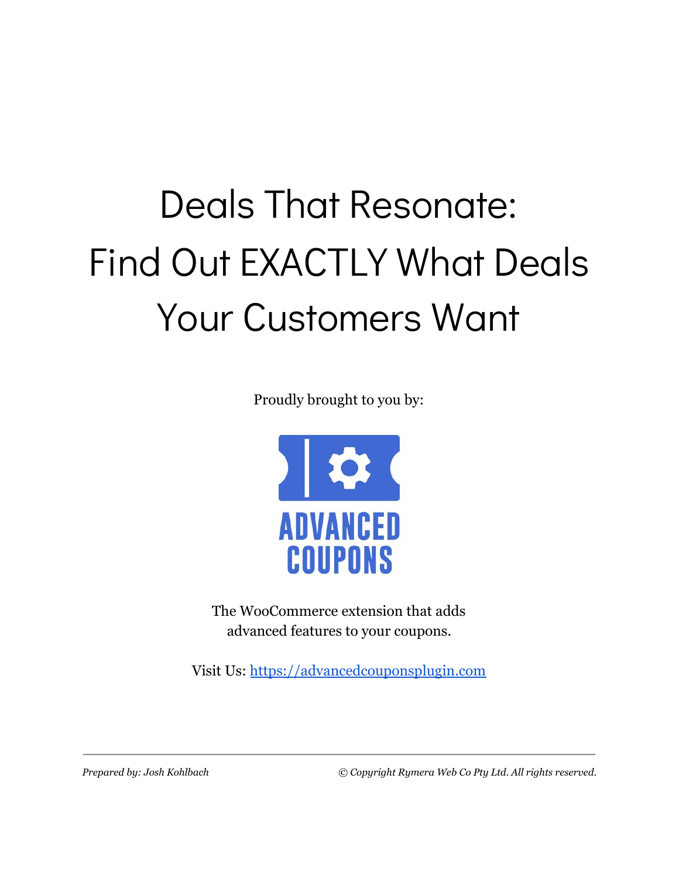# Deals That Resonate: Find Out EXACTLY What Deals Your Customers Want

Proudly brought to you by:

ADVANCED COUPONS

The WooCommerce extension that adds advanced features to your coupons.

Visit Us: [https://advancedcouponsplugin.com](https://advancedcouponsplugin.com)

*Prepared by: Josh Kohlbach*

*© Copyright Rymera Web Co Pty Ltd. All rights reserved.*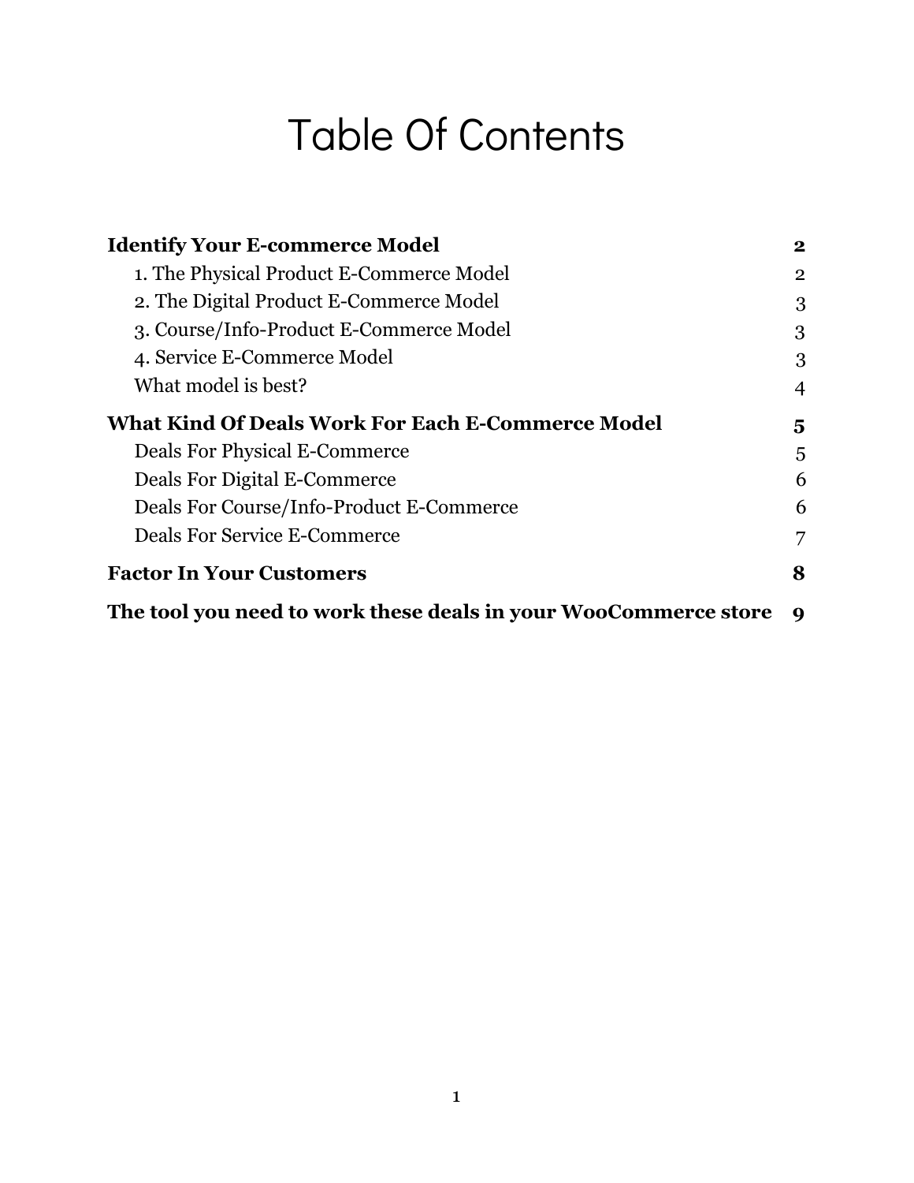# Table Of Contents

| | |
|---|---|
| **Identify Your E-commerce Model** | **2** |
| 1. The Physical Product E-Commerce Model | 2 |
| 2. The Digital Product E-Commerce Model | 3 |
| 3. Course/Info-Product E-Commerce Model | 3 |
| 4. Service E-Commerce Model | 3 |
| What model is best? | 4 |
| **What Kind Of Deals Work For Each E-Commerce Model** | **5** |
| Deals For Physical E-Commerce | 5 |
| Deals For Digital E-Commerce | 6 |
| Deals For Course/Info-Product E-Commerce | 6 |
| Deals For Service E-Commerce | 7 |
| **Factor In Your Customers** | **8** |
| **The tool you need to work these deals in your WooCommerce store** | **9** |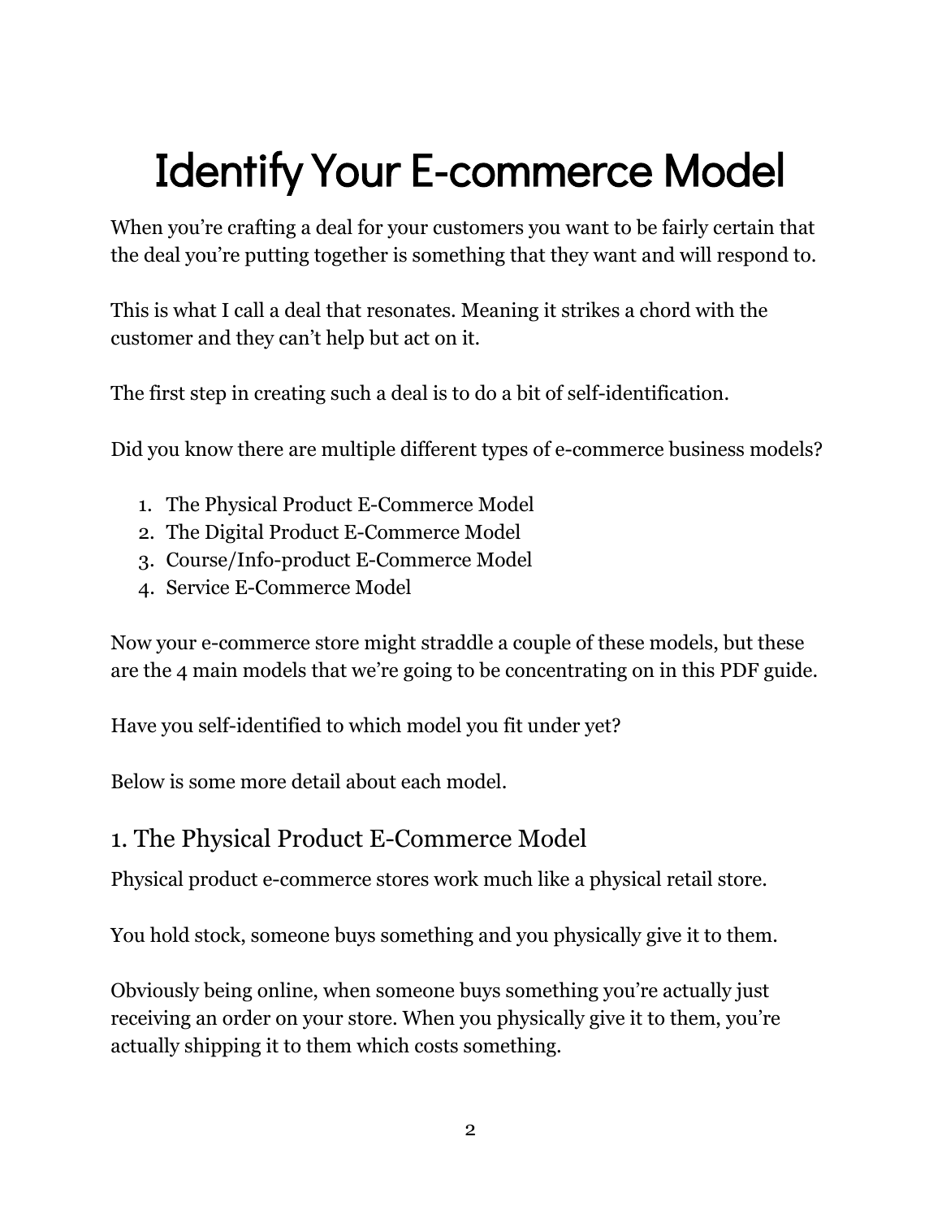# Identify Your E-commerce Model

When you're crafting a deal for your customers you want to be fairly certain that the deal you're putting together is something that they want and will respond to.

This is what I call a deal that resonates. Meaning it strikes a chord with the customer and they can't help but act on it.

The first step in creating such a deal is to do a bit of self-identification.

Did you know there are multiple different types of e-commerce business models?

1. The Physical Product E-Commerce Model
2. The Digital Product E-Commerce Model
3. Course/Info-product E-Commerce Model
4. Service E-Commerce Model

Now your e-commerce store might straddle a couple of these models, but these are the 4 main models that we're going to be concentrating on in this PDF guide.

Have you self-identified to which model you fit under yet?

Below is some more detail about each model.

## 1. The Physical Product E-Commerce Model

Physical product e-commerce stores work much like a physical retail store.

You hold stock, someone buys something and you physically give it to them.

Obviously being online, when someone buys something you're actually just receiving an order on your store. When you physically give it to them, you're actually shipping it to them which costs something.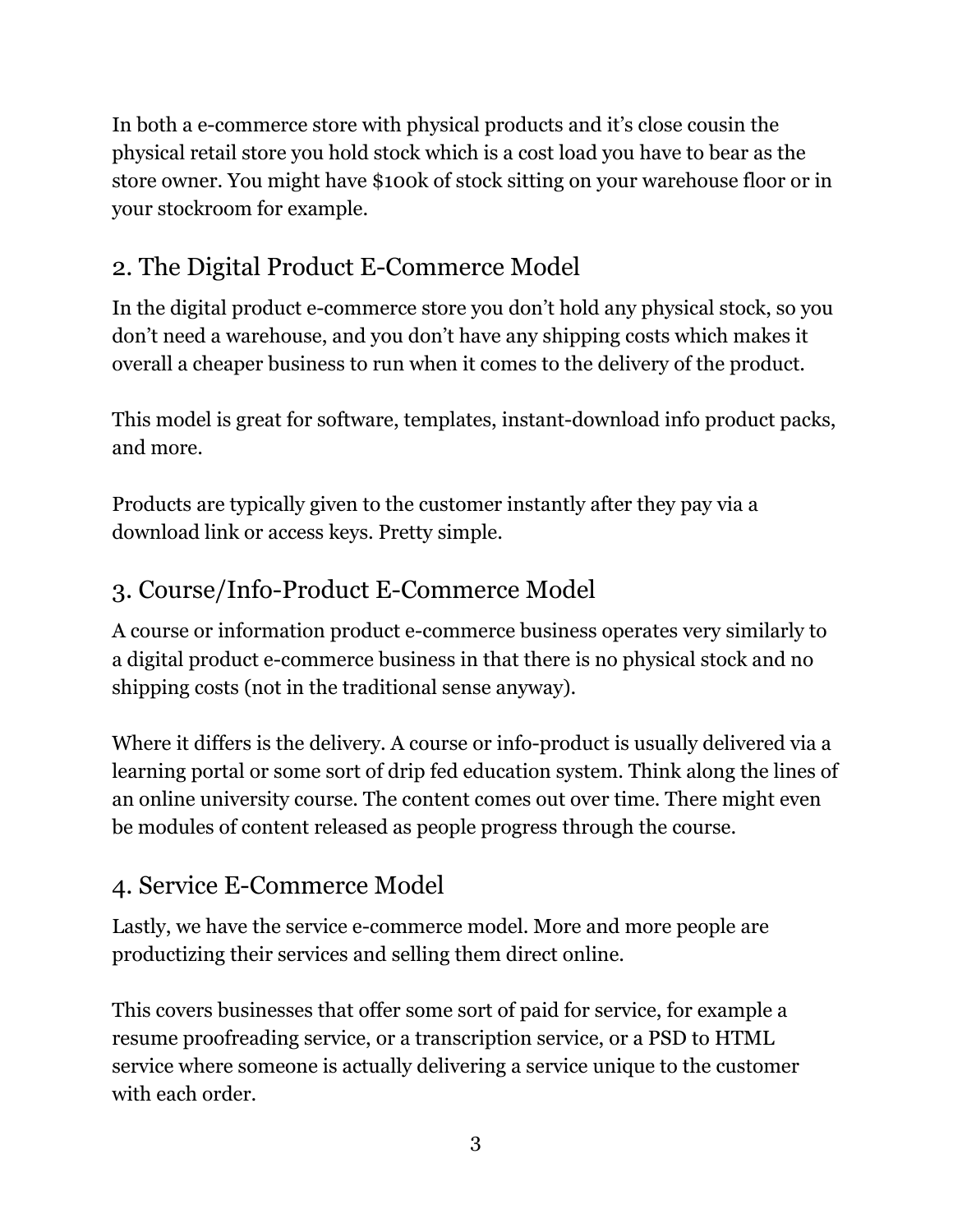In both a e-commerce store with physical products and it's close cousin the physical retail store you hold stock which is a cost load you have to bear as the store owner. You might have $100k of stock sitting on your warehouse floor or in your stockroom for example.

## 2. The Digital Product E-Commerce Model

In the digital product e-commerce store you don't hold any physical stock, so you don't need a warehouse, and you don't have any shipping costs which makes it overall a cheaper business to run when it comes to the delivery of the product.

This model is great for software, templates, instant-download info product packs, and more.

Products are typically given to the customer instantly after they pay via a download link or access keys. Pretty simple.

## 3. Course/Info-Product E-Commerce Model

A course or information product e-commerce business operates very similarly to a digital product e-commerce business in that there is no physical stock and no shipping costs (not in the traditional sense anyway).

Where it differs is the delivery. A course or info-product is usually delivered via a learning portal or some sort of drip fed education system. Think along the lines of an online university course. The content comes out over time. There might even be modules of content released as people progress through the course.

## 4. Service E-Commerce Model

Lastly, we have the service e-commerce model. More and more people are productizing their services and selling them direct online.

This covers businesses that offer some sort of paid for service, for example a resume proofreading service, or a transcription service, or a PSD to HTML service where someone is actually delivering a service unique to the customer with each order.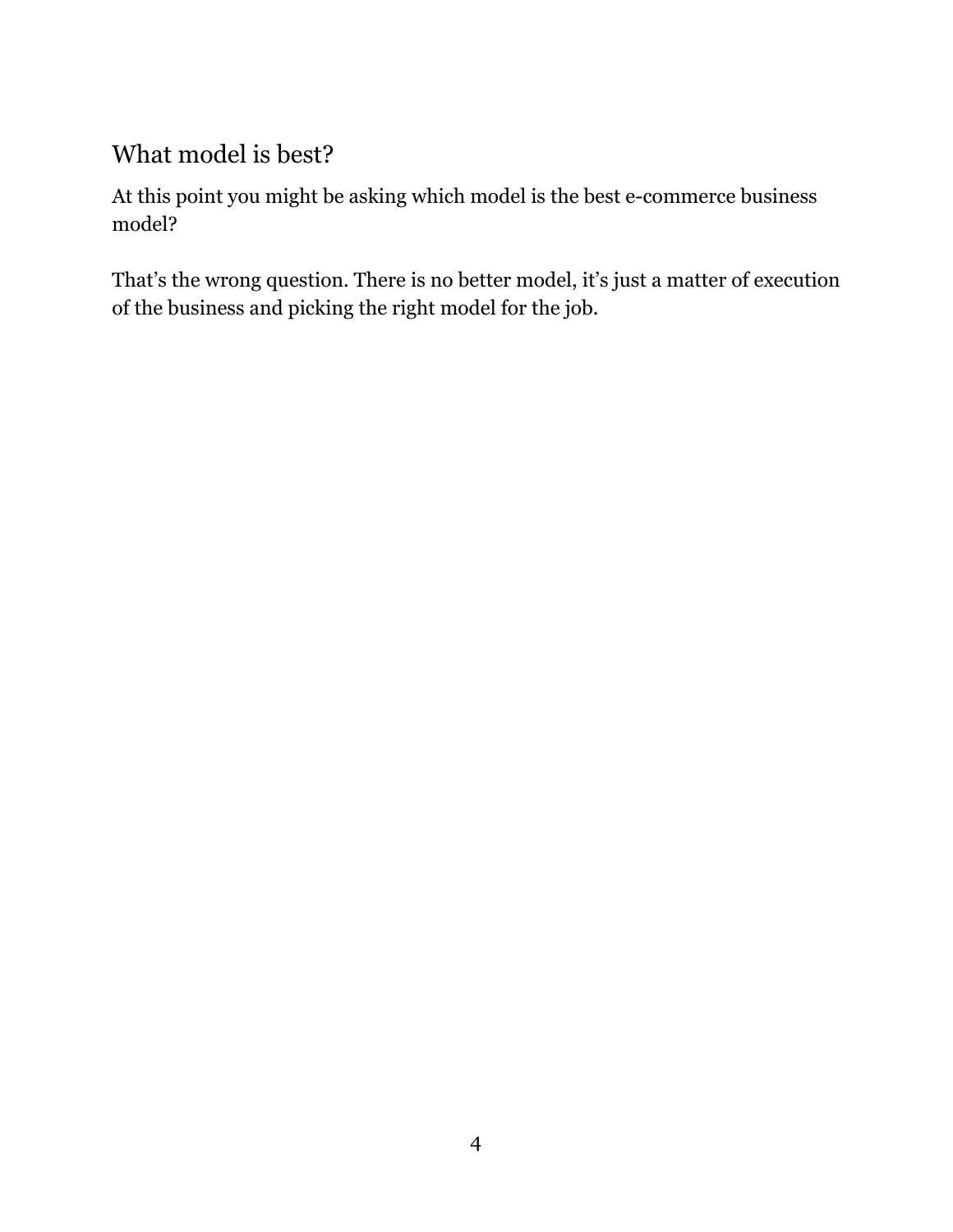## What model is best?

At this point you might be asking which model is the best e-commerce business model?

That’s the wrong question. There is no better model, it’s just a matter of execution of the business and picking the right model for the job.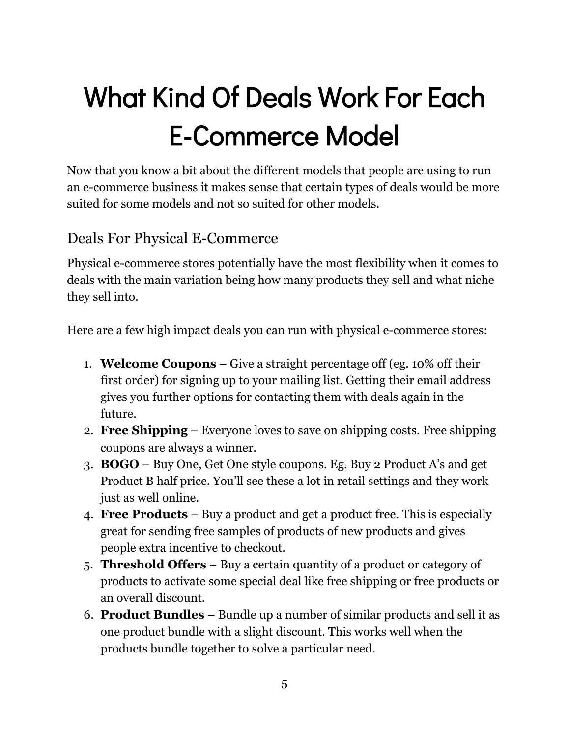# What Kind Of Deals Work For Each E-Commerce Model

Now that you know a bit about the different models that people are using to run an e-commerce business it makes sense that certain types of deals would be more suited for some models and not so suited for other models.

## Deals For Physical E-Commerce

Physical e-commerce stores potentially have the most flexibility when it comes to deals with the main variation being how many products they sell and what niche they sell into.

Here are a few high impact deals you can run with physical e-commerce stores:

1. **Welcome Coupons** – Give a straight percentage off (eg. 10% off their first order) for signing up to your mailing list. Getting their email address gives you further options for contacting them with deals again in the future.
2. **Free Shipping** – Everyone loves to save on shipping costs. Free shipping coupons are always a winner.
3. **BOGO** – Buy One, Get One style coupons. Eg. Buy 2 Product A's and get Product B half price. You'll see these a lot in retail settings and they work just as well online.
4. **Free Products** – Buy a product and get a product free. This is especially great for sending free samples of products of new products and gives people extra incentive to checkout.
5. **Threshold Offers** – Buy a certain quantity of a product or category of products to activate some special deal like free shipping or free products or an overall discount.
6. **Product Bundles** – Bundle up a number of similar products and sell it as one product bundle with a slight discount. This works well when the products bundle together to solve a particular need.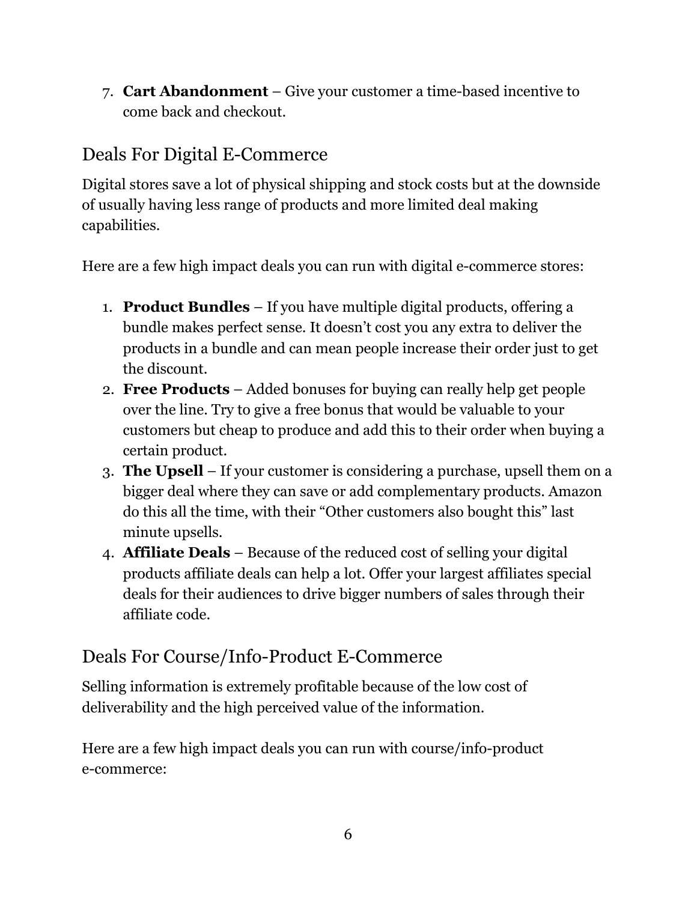7. **Cart Abandonment** – Give your customer a time-based incentive to come back and checkout.

## Deals For Digital E-Commerce

Digital stores save a lot of physical shipping and stock costs but at the downside of usually having less range of products and more limited deal making capabilities.

Here are a few high impact deals you can run with digital e-commerce stores:

1. **Product Bundles** – If you have multiple digital products, offering a bundle makes perfect sense. It doesn't cost you any extra to deliver the products in a bundle and can mean people increase their order just to get the discount.
2. **Free Products** – Added bonuses for buying can really help get people over the line. Try to give a free bonus that would be valuable to your customers but cheap to produce and add this to their order when buying a certain product.
3. **The Upsell** – If your customer is considering a purchase, upsell them on a bigger deal where they can save or add complementary products. Amazon do this all the time, with their "Other customers also bought this" last minute upsells.
4. **Affiliate Deals** – Because of the reduced cost of selling your digital products affiliate deals can help a lot. Offer your largest affiliates special deals for their audiences to drive bigger numbers of sales through their affiliate code.

## Deals For Course/Info-Product E-Commerce

Selling information is extremely profitable because of the low cost of deliverability and the high perceived value of the information.

Here are a few high impact deals you can run with course/info-product e-commerce: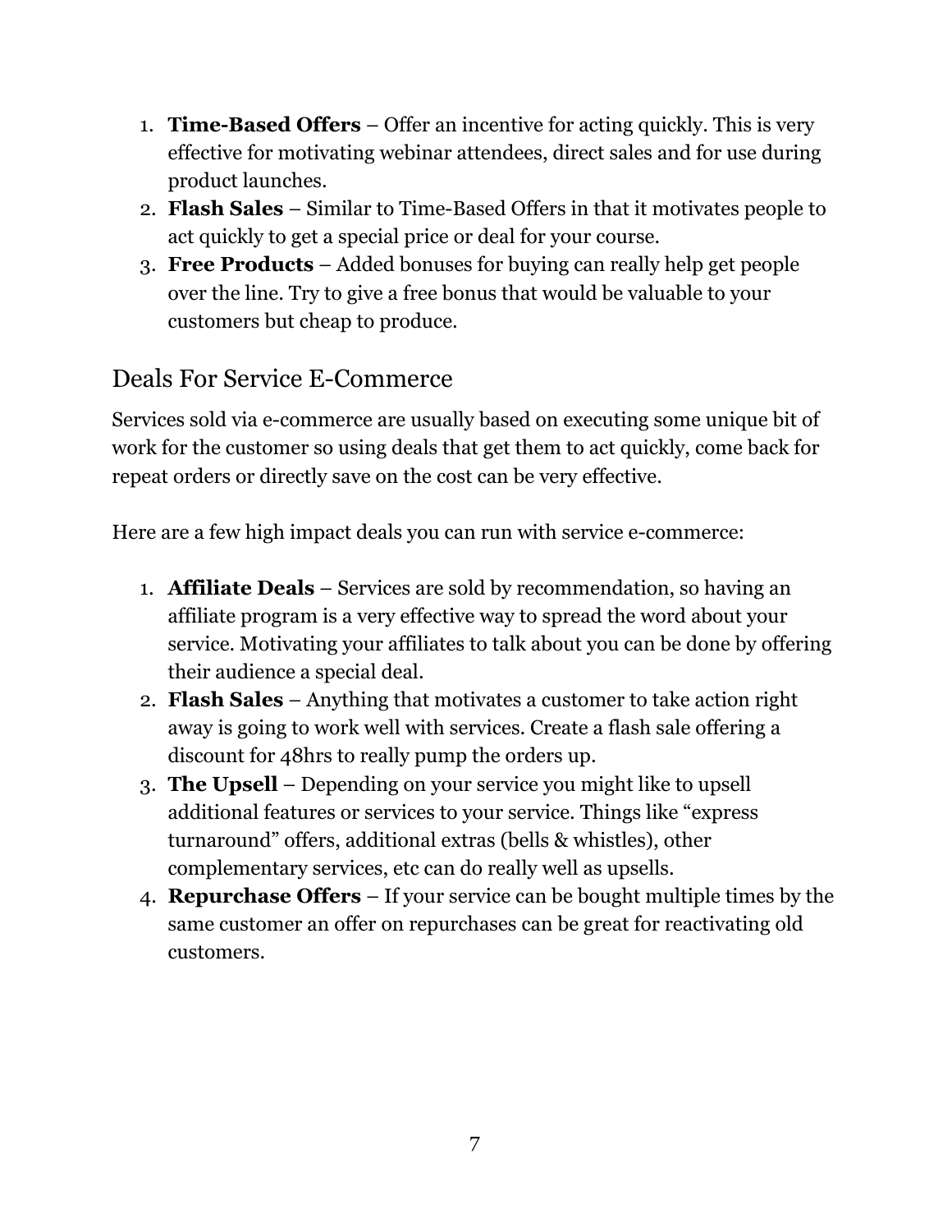1. **Time-Based Offers** – Offer an incentive for acting quickly. This is very effective for motivating webinar attendees, direct sales and for use during product launches.
2. **Flash Sales** – Similar to Time-Based Offers in that it motivates people to act quickly to get a special price or deal for your course.
3. **Free Products** – Added bonuses for buying can really help get people over the line. Try to give a free bonus that would be valuable to your customers but cheap to produce.

## Deals For Service E-Commerce

Services sold via e-commerce are usually based on executing some unique bit of work for the customer so using deals that get them to act quickly, come back for repeat orders or directly save on the cost can be very effective.

Here are a few high impact deals you can run with service e-commerce:

1. **Affiliate Deals** – Services are sold by recommendation, so having an affiliate program is a very effective way to spread the word about your service. Motivating your affiliates to talk about you can be done by offering their audience a special deal.
2. **Flash Sales** – Anything that motivates a customer to take action right away is going to work well with services. Create a flash sale offering a discount for 48hrs to really pump the orders up.
3. **The Upsell** – Depending on your service you might like to upsell additional features or services to your service. Things like "express turnaround" offers, additional extras (bells & whistles), other complementary services, etc can do really well as upsells.
4. **Repurchase Offers** – If your service can be bought multiple times by the same customer an offer on repurchases can be great for reactivating old customers.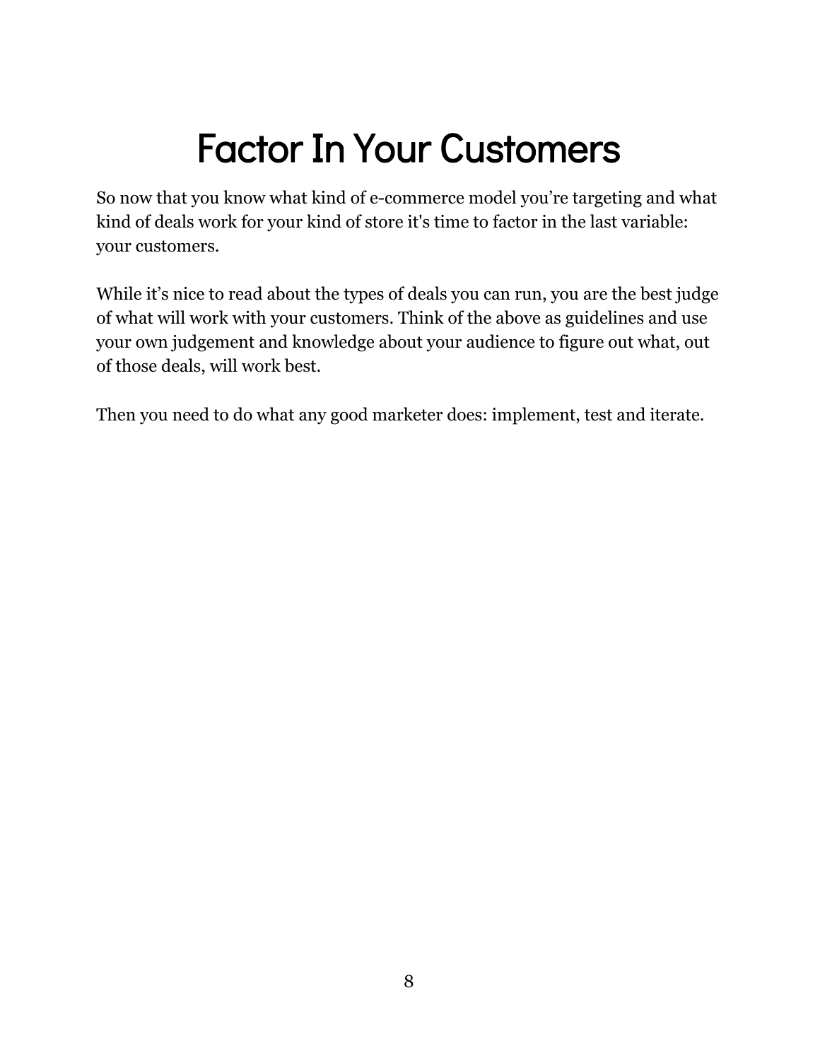# Factor In Your Customers

So now that you know what kind of e-commerce model you're targeting and what kind of deals work for your kind of store it's time to factor in the last variable: your customers.

While it's nice to read about the types of deals you can run, you are the best judge of what will work with your customers. Think of the above as guidelines and use your own judgement and knowledge about your audience to figure out what, out of those deals, will work best.

Then you need to do what any good marketer does: implement, test and iterate.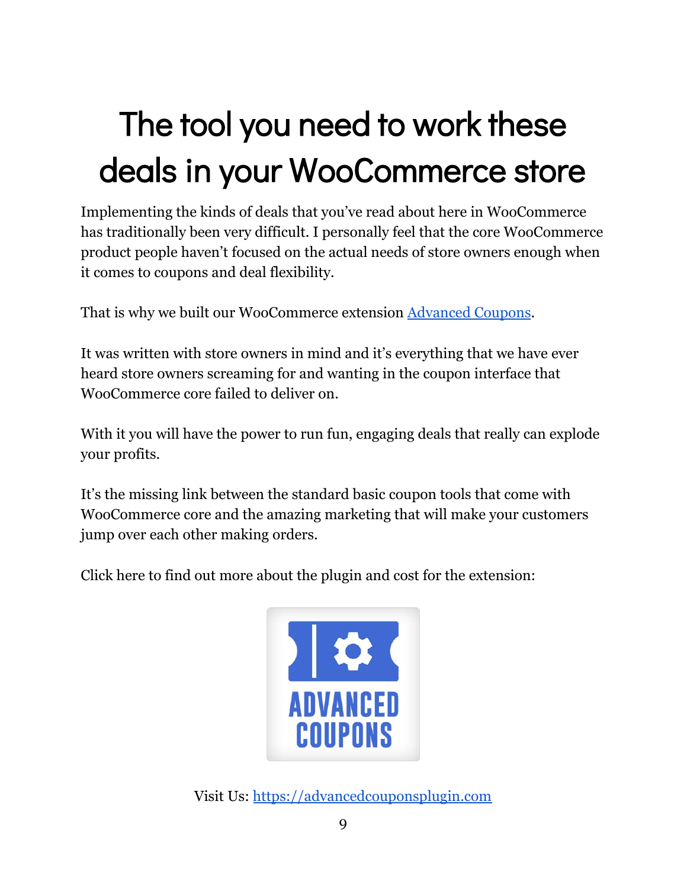# The tool you need to work these deals in your WooCommerce store

Implementing the kinds of deals that you've read about here in WooCommerce has traditionally been very difficult. I personally feel that the core WooCommerce product people haven't focused on the actual needs of store owners enough when it comes to coupons and deal flexibility.

That is why we built our WooCommerce extension [Advanced Coupons](https://advancedcouponsplugin.com).

It was written with store owners in mind and it's everything that we have ever heard store owners screaming for and wanting in the coupon interface that WooCommerce core failed to deliver on.

With it you will have the power to run fun, engaging deals that really can explode your profits.

It's the missing link between the standard basic coupon tools that come with WooCommerce core and the amazing marketing that will make your customers jump over each other making orders.

Click here to find out more about the plugin and cost for the extension:

ADVANCED COUPONS

Visit Us: [https://advancedcouponsplugin.com](https://advancedcouponsplugin.com)